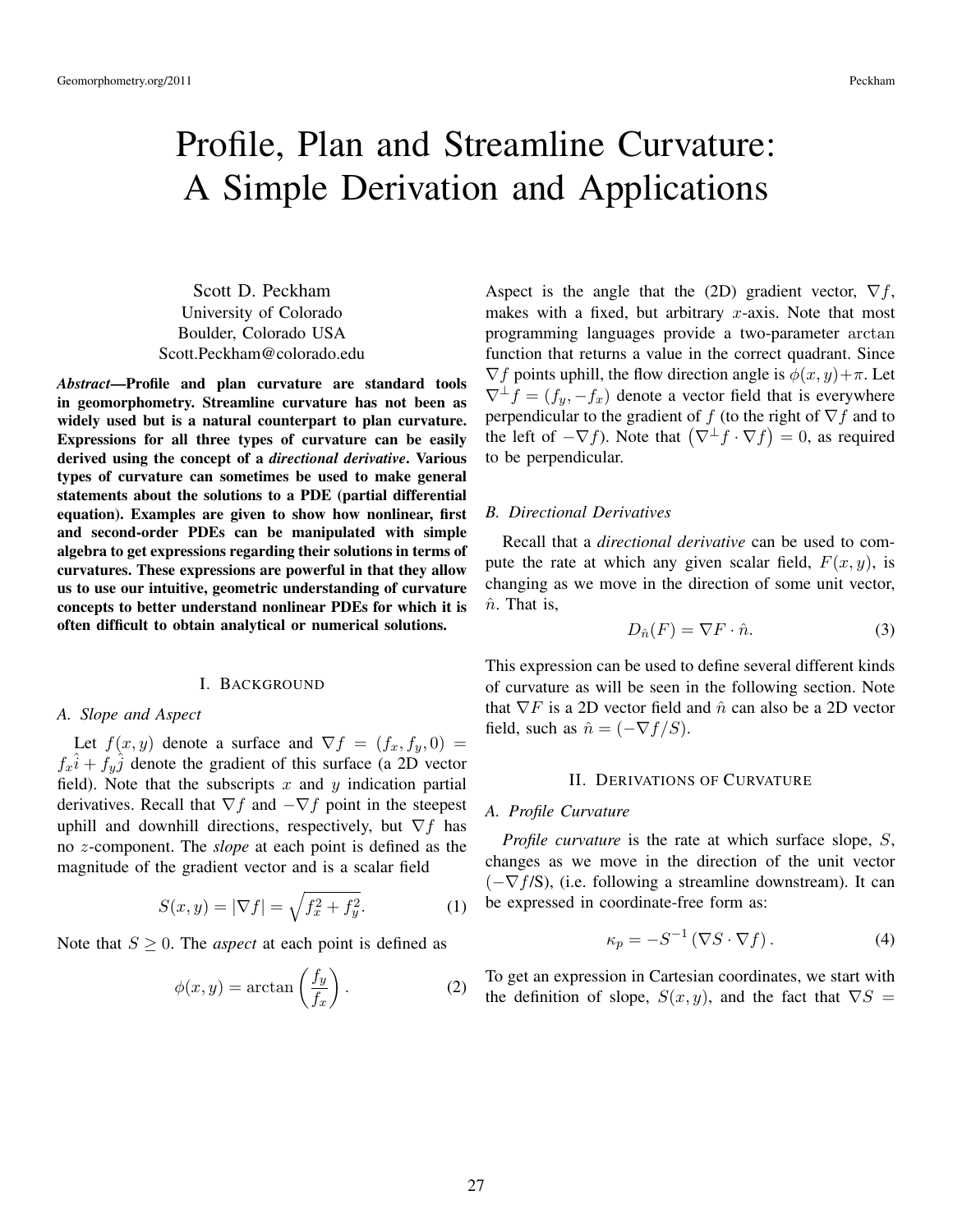# Profile, Plan and Streamline Curvature: A Simple Derivation and Applications

Scott D. Peckham
University of Colorado
Boulder, Colorado USA
Scott.Peckham@colorado.edu

***Abstract*—Profile and plan curvature are standard tools in geomorphometry. Streamline curvature has not been as widely used but is a natural counterpart to plan curvature. Expressions for all three types of curvature can be easily derived using the concept of a *directional derivative*. Various types of curvature can sometimes be used to make general statements about the solutions to a PDE (partial differential equation). Examples are given to show how nonlinear, first and second-order PDEs can be manipulated with simple algebra to get expressions regarding their solutions in terms of curvatures. These expressions are powerful in that they allow us to use our intuitive, geometric understanding of curvature concepts to better understand nonlinear PDEs for which it is often difficult to obtain analytical or numerical solutions.**

## I. Background

### A. Slope and Aspect

Let $f(x, y)$ denote a surface and $\nabla f = (f_x, f_y, 0) = f_x\hat{i} + f_y\hat{j}$ denote the gradient of this surface (a 2D vector field). Note that the subscripts $x$ and $y$ indication partial derivatives. Recall that $\nabla f$ and $-\nabla f$ point in the steepest uphill and downhill directions, respectively, but $\nabla f$ has no $z$-component. The *slope* at each point is defined as the magnitude of the gradient vector and is a scalar field

$$S(x, y) = |\nabla f| = \sqrt{f_x^2 + f_y^2}. \tag{1}$$

Note that $S \geq 0$. The *aspect* at each point is defined as

$$\phi(x, y) = \arctan\left(\frac{f_y}{f_x}\right). \tag{2}$$

Aspect is the angle that the (2D) gradient vector, $\nabla f$, makes with a fixed, but arbitrary $x$-axis. Note that most programming languages provide a two-parameter arctan function that returns a value in the correct quadrant. Since $\nabla f$ points uphill, the flow direction angle is $\phi(x, y) + \pi$. Let $\nabla^{\perp} f = (f_y, -f_x)$ denote a vector field that is everywhere perpendicular to the gradient of $f$ (to the right of $\nabla f$ and to the left of $-\nabla f$). Note that $\left(\nabla^{\perp} f \cdot \nabla f\right) = 0$, as required to be perpendicular.

### B. Directional Derivatives

Recall that a *directional derivative* can be used to compute the rate at which any given scalar field, $F(x, y)$, is changing as we move in the direction of some unit vector, $\hat{n}$. That is,

$$D_{\hat{n}}(F) = \nabla F \cdot \hat{n}. \tag{3}$$

This expression can be used to define several different kinds of curvature as will be seen in the following section. Note that $\nabla F$ is a 2D vector field and $\hat{n}$ can also be a 2D vector field, such as $\hat{n} = (-\nabla f / S)$.

## II. Derivations of Curvature

### A. Profile Curvature

*Profile curvature* is the rate at which surface slope, $S$, changes as we move in the direction of the unit vector ($-\nabla f$/S), (i.e. following a streamline downstream). It can be expressed in coordinate-free form as:

$$\kappa_p = -S^{-1} \left(\nabla S \cdot \nabla f\right). \tag{4}$$

To get an expression in Cartesian coordinates, we start with the definition of slope, $S(x, y)$, and the fact that $\nabla S =$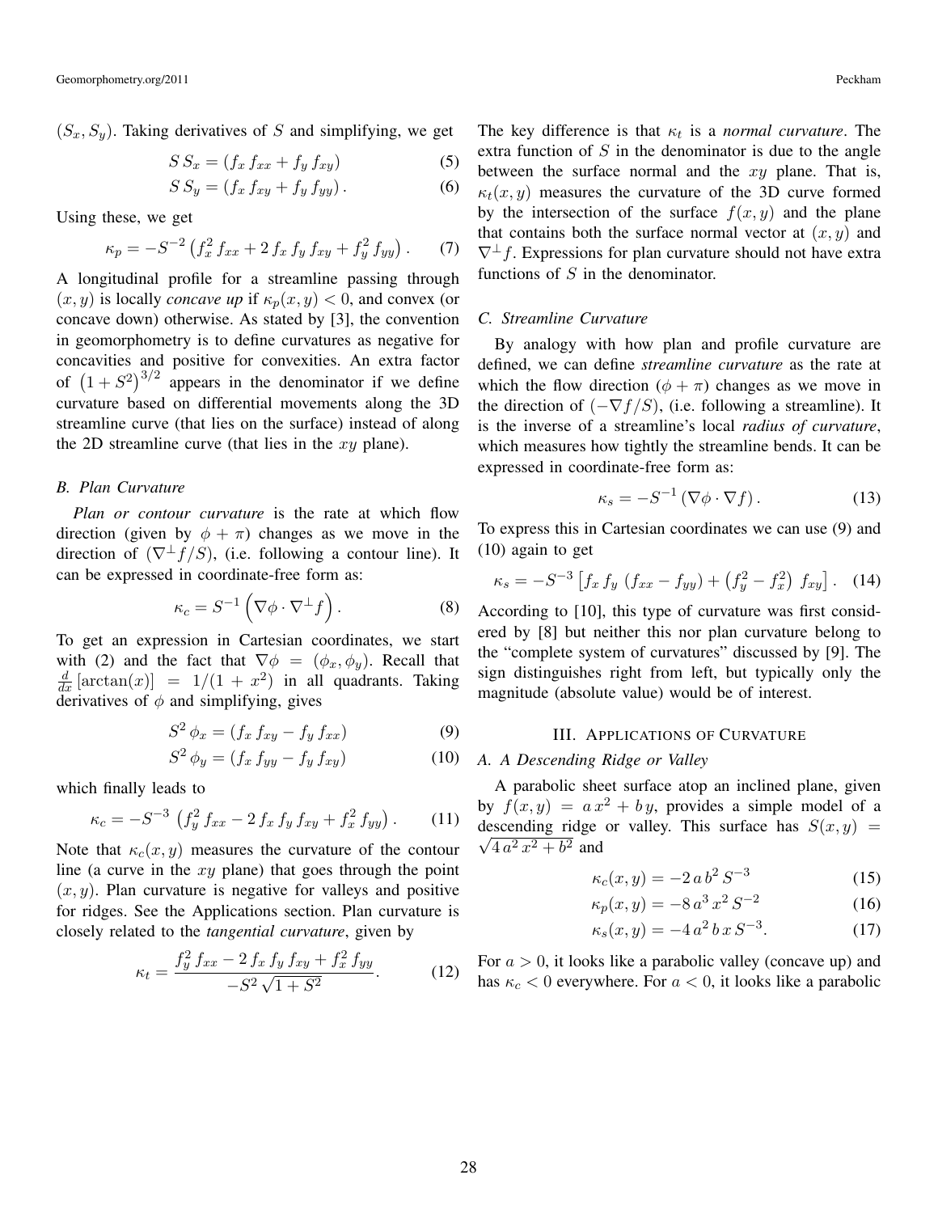$(S_x, S_y)$. Taking derivatives of $S$ and simplifying, we get

$$S\, S_x = (f_x\, f_{xx} + f_y\, f_{xy}) \tag{5}$$

$$S\, S_y = (f_x\, f_{xy} + f_y\, f_{yy})\,. \tag{6}$$

Using these, we get

$$\kappa_p = -S^{-2}\left(f_x^2\, f_{xx} + 2\, f_x\, f_y\, f_{xy} + f_y^2\, f_{yy}\right). \tag{7}$$

A longitudinal profile for a streamline passing through $(x, y)$ is locally *concave up* if $\kappa_p(x, y) < 0$, and convex (or concave down) otherwise. As stated by [3], the convention in geomorphometry is to define curvatures as negative for concavities and positive for convexities. An extra factor of $\left(1 + S^2\right)^{3/2}$ appears in the denominator if we define curvature based on differential movements along the 3D streamline curve (that lies on the surface) instead of along the 2D streamline curve (that lies in the $xy$ plane).

### B. Plan Curvature

*Plan or contour curvature* is the rate at which flow direction (given by $\phi + \pi$) changes as we move in the direction of $(\nabla^{\perp} f / S)$, (i.e. following a contour line). It can be expressed in coordinate-free form as:

$$\kappa_c = S^{-1}\left(\nabla\phi \cdot \nabla^{\perp} f\right). \tag{8}$$

To get an expression in Cartesian coordinates, we start with (2) and the fact that $\nabla\phi = (\phi_x, \phi_y)$. Recall that $\frac{d}{dx}\left[\arctan(x)\right] = 1/(1 + x^2)$ in all quadrants. Taking derivatives of $\phi$ and simplifying, gives

$$S^2\, \phi_x = (f_x\, f_{xy} - f_y\, f_{xx}) \tag{9}$$

$$S^2\, \phi_y = (f_x\, f_{yy} - f_y\, f_{xy}) \tag{10}$$

which finally leads to

$$\kappa_c = -S^{-3}\left(f_y^2\, f_{xx} - 2\, f_x\, f_y\, f_{xy} + f_x^2\, f_{yy}\right). \tag{11}$$

Note that $\kappa_c(x, y)$ measures the curvature of the contour line (a curve in the $xy$ plane) that goes through the point $(x, y)$. Plan curvature is negative for valleys and positive for ridges. See the Applications section. Plan curvature is closely related to the *tangential curvature*, given by

$$\kappa_t = \frac{f_y^2\, f_{xx} - 2\, f_x\, f_y\, f_{xy} + f_x^2\, f_{yy}}{-S^2\, \sqrt{1 + S^2}}. \tag{12}$$

The key difference is that $\kappa_t$ is a *normal curvature*. The extra function of $S$ in the denominator is due to the angle between the surface normal and the $xy$ plane. That is, $\kappa_t(x, y)$ measures the curvature of the 3D curve formed by the intersection of the surface $f(x, y)$ and the plane that contains both the surface normal vector at $(x, y)$ and $\nabla^{\perp} f$. Expressions for plan curvature should not have extra functions of $S$ in the denominator.

### C. Streamline Curvature

By analogy with how plan and profile curvature are defined, we can define *streamline curvature* as the rate at which the flow direction $(\phi + \pi)$ changes as we move in the direction of $(-\nabla f / S)$, (i.e. following a streamline). It is the inverse of a streamline's local *radius of curvature*, which measures how tightly the streamline bends. It can be expressed in coordinate-free form as:

$$\kappa_s = -S^{-1}\left(\nabla\phi \cdot \nabla f\right). \tag{13}$$

To express this in Cartesian coordinates we can use (9) and (10) again to get

$$\kappa_s = -S^{-3}\left[f_x\, f_y\, \left(f_{xx} - f_{yy}\right) + \left(f_y^2 - f_x^2\right)\, f_{xy}\right]. \tag{14}$$

According to [10], this type of curvature was first considered by [8] but neither this nor plan curvature belong to the "complete system of curvatures" discussed by [9]. The sign distinguishes right from left, but typically only the magnitude (absolute value) would be of interest.

## III. Applications of Curvature

### A. A Descending Ridge or Valley

A parabolic sheet surface atop an inclined plane, given by $f(x, y) = a\, x^2 + b\, y$, provides a simple model of a descending ridge or valley. This surface has $S(x, y) = \sqrt{4\, a^2\, x^2 + b^2}$ and

$$\kappa_c(x, y) = -2\, a\, b^2\, S^{-3} \tag{15}$$

$$\kappa_p(x, y) = -8\, a^3\, x^2\, S^{-2} \tag{16}$$

$$\kappa_s(x, y) = -4\, a^2\, b\, x\, S^{-3}. \tag{17}$$

For $a > 0$, it looks like a parabolic valley (concave up) and has $\kappa_c < 0$ everywhere. For $a < 0$, it looks like a parabolic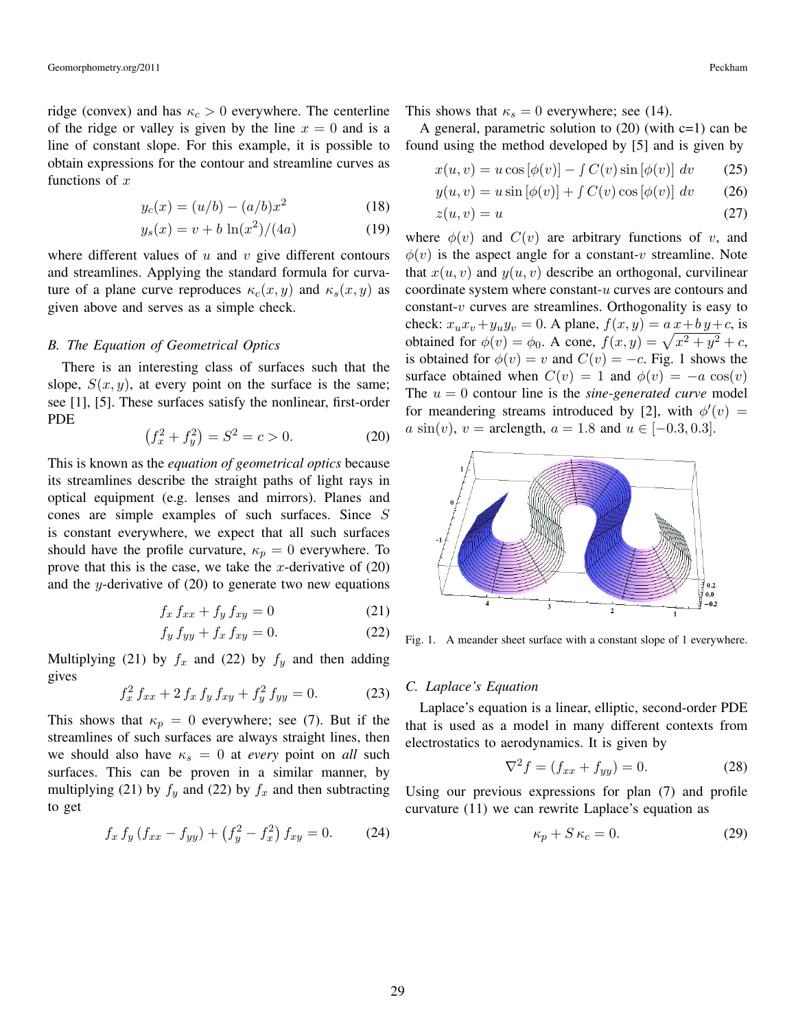ridge (convex) and has $\kappa_c > 0$ everywhere. The centerline of the ridge or valley is given by the line $x = 0$ and is a line of constant slope. For this example, it is possible to obtain expressions for the contour and streamline curves as functions of $x$

$$y_c(x) = (u/b) - (a/b)x^2 \tag{18}$$

$$y_s(x) = v + b\,\ln(x^2)/(4a) \tag{19}$$

where different values of $u$ and $v$ give different contours and streamlines. Applying the standard formula for curvature of a plane curve reproduces $\kappa_c(x, y)$ and $\kappa_s(x, y)$ as given above and serves as a simple check.

### B. The Equation of Geometrical Optics

There is an interesting class of surfaces such that the slope, $S(x, y)$, at every point on the surface is the same; see [1], [5]. These surfaces satisfy the nonlinear, first-order PDE

$$\left(f_x^2 + f_y^2\right) = S^2 = c > 0. \tag{20}$$

This is known as the *equation of geometrical optics* because its streamlines describe the straight paths of light rays in optical equipment (e.g. lenses and mirrors). Planes and cones are simple examples of such surfaces. Since $S$ is constant everywhere, we expect that all such surfaces should have the profile curvature, $\kappa_p = 0$ everywhere. To prove that this is the case, we take the $x$-derivative of (20) and the $y$-derivative of (20) to generate two new equations

$$f_x\,f_{xx} + f_y\,f_{xy} = 0 \tag{21}$$

$$f_y\,f_{yy} + f_x\,f_{xy} = 0. \tag{22}$$

Multiplying (21) by $f_x$ and (22) by $f_y$ and then adding gives

$$f_x^2\,f_{xx} + 2\,f_x\,f_y\,f_{xy} + f_y^2\,f_{yy} = 0. \tag{23}$$

This shows that $\kappa_p = 0$ everywhere; see (7). But if the streamlines of such surfaces are always straight lines, then we should also have $\kappa_s = 0$ at *every* point on *all* such surfaces. This can be proven in a similar manner, by multiplying (21) by $f_y$ and (22) by $f_x$ and then subtracting to get

$$f_x\,f_y\,(f_{xx} - f_{yy}) + \left(f_y^2 - f_x^2\right) f_{xy} = 0. \tag{24}$$

This shows that $\kappa_s = 0$ everywhere; see (14).

A general, parametric solution to (20) (with c=1) can be found using the method developed by [5] and is given by

$$x(u, v) = u\cos\left[\phi(v)\right] - \textstyle\int C(v)\sin\left[\phi(v)\right]\,dv \tag{25}$$

$$y(u, v) = u\sin\left[\phi(v)\right] + \textstyle\int C(v)\cos\left[\phi(v)\right]\,dv \tag{26}$$

$$z(u, v) = u \tag{27}$$

where $\phi(v)$ and $C(v)$ are arbitrary functions of $v$, and $\phi(v)$ is the aspect angle for a constant-$v$ streamline. Note that $x(u, v)$ and $y(u, v)$ describe an orthogonal, curvilinear coordinate system where constant-$u$ curves are contours and constant-$v$ curves are streamlines. Orthogonality is easy to check: $x_u x_v + y_u y_v = 0$. A plane, $f(x, y) = a\,x + b\,y + c$, is obtained for $\phi(v) = \phi_0$. A cone, $f(x, y) = \sqrt{x^2 + y^2} + c$, is obtained for $\phi(v) = v$ and $C(v) = -c$. Fig. 1 shows the surface obtained when $C(v) = 1$ and $\phi(v) = -a\,\cos(v)$ The $u = 0$ contour line is the *sine-generated curve* model for meandering streams introduced by [2], with $\phi'(v) = a\,\sin(v)$, $v =$ arclength, $a = 1.8$ and $u \in [-0.3, 0.3]$.

Fig. 1. A meander sheet surface with a constant slope of 1 everywhere.

### C. Laplace's Equation

Laplace's equation is a linear, elliptic, second-order PDE that is used as a model in many different contexts from electrostatics to aerodynamics. It is given by

$$\nabla^2 f = (f_{xx} + f_{yy}) = 0. \tag{28}$$

Using our previous expressions for plan (7) and profile curvature (11) we can rewrite Laplace's equation as

$$\kappa_p + S\,\kappa_c = 0. \tag{29}$$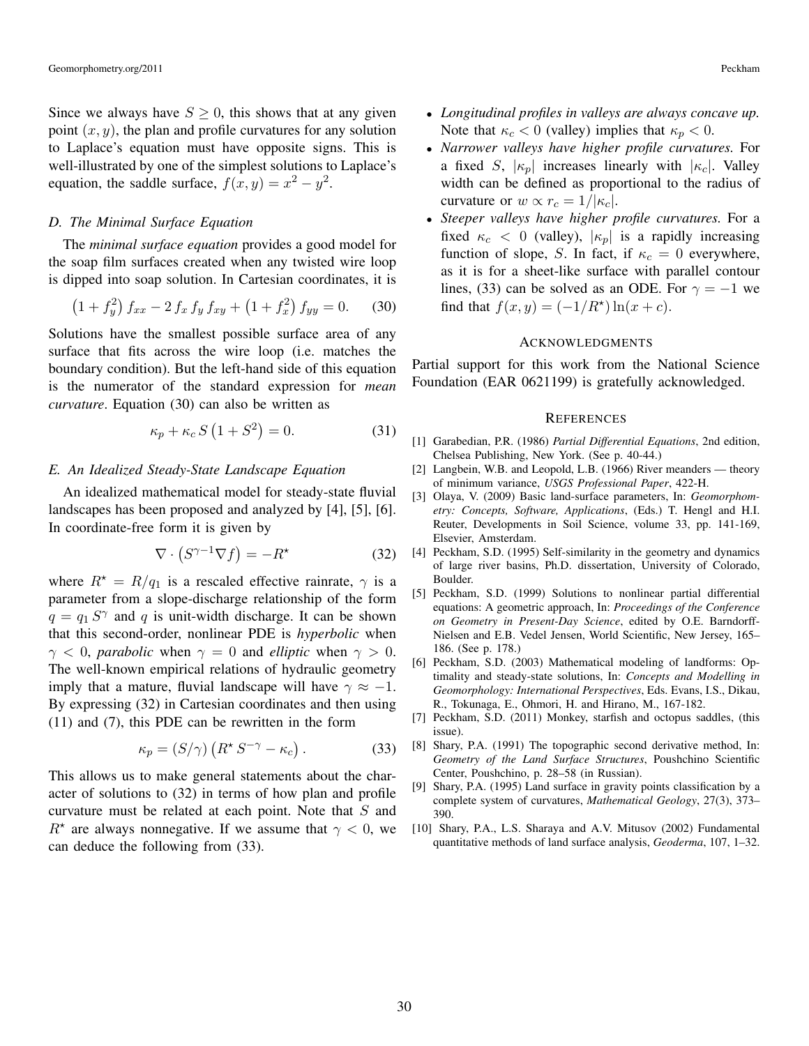Since we always have $S \geq 0$, this shows that at any given point $(x, y)$, the plan and profile curvatures for any solution to Laplace's equation must have opposite signs. This is well-illustrated by one of the simplest solutions to Laplace's equation, the saddle surface, $f(x, y) = x^2 - y^2$.

### *D. The Minimal Surface Equation*

The *minimal surface equation* provides a good model for the soap film surfaces created when any twisted wire loop is dipped into soap solution. In Cartesian coordinates, it is

$$\left(1 + f_y^2\right) f_{xx} - 2\, f_x\, f_y\, f_{xy} + \left(1 + f_x^2\right) f_{yy} = 0. \tag{30}$$

Solutions have the smallest possible surface area of any surface that fits across the wire loop (i.e. matches the boundary condition). But the left-hand side of this equation is the numerator of the standard expression for *mean curvature*. Equation (30) can also be written as

$$\kappa_p + \kappa_c\, S \left(1 + S^2\right) = 0. \tag{31}$$

### *E. An Idealized Steady-State Landscape Equation*

An idealized mathematical model for steady-state fluvial landscapes has been proposed and analyzed by [4], [5], [6]. In coordinate-free form it is given by

$$\nabla \cdot \left(S^{\gamma - 1} \nabla f\right) = -R^\star \tag{32}$$

where $R^\star = R/q_1$ is a rescaled effective rainrate, $\gamma$ is a parameter from a slope-discharge relationship of the form $q = q_1\, S^\gamma$ and $q$ is unit-width discharge. It can be shown that this second-order, nonlinear PDE is *hyperbolic* when $\gamma < 0$, *parabolic* when $\gamma = 0$ and *elliptic* when $\gamma > 0$. The well-known empirical relations of hydraulic geometry imply that a mature, fluvial landscape will have $\gamma \approx -1$. By expressing (32) in Cartesian coordinates and then using (11) and (7), this PDE can be rewritten in the form

$$\kappa_p = (S/\gamma) \left(R^\star\, S^{-\gamma} - \kappa_c\right). \tag{33}$$

This allows us to make general statements about the character of solutions to (32) in terms of how plan and profile curvature must be related at each point. Note that $S$ and $R^\star$ are always nonnegative. If we assume that $\gamma < 0$, we can deduce the following from (33).

- *Longitudinal profiles in valleys are always concave up.* Note that $\kappa_c < 0$ (valley) implies that $\kappa_p < 0$.
- *Narrower valleys have higher profile curvatures.* For a fixed $S$, $|\kappa_p|$ increases linearly with $|\kappa_c|$. Valley width can be defined as proportional to the radius of curvature or $w \propto r_c = 1/|\kappa_c|$.
- *Steeper valleys have higher profile curvatures.* For a fixed $\kappa_c < 0$ (valley), $|\kappa_p|$ is a rapidly increasing function of slope, $S$. In fact, if $\kappa_c = 0$ everywhere, as it is for a sheet-like surface with parallel contour lines, (33) can be solved as an ODE. For $\gamma = -1$ we find that $f(x, y) = (-1/R^\star) \ln(x + c)$.

## Acknowledgments

Partial support for this work from the National Science Foundation (EAR 0621199) is gratefully acknowledged.

## References

[1] Garabedian, P.R. (1986) *Partial Differential Equations*, 2nd edition, Chelsea Publishing, New York. (See p. 40-44.)

[2] Langbein, W.B. and Leopold, L.B. (1966) River meanders — theory of minimum variance, *USGS Professional Paper*, 422-H.

[3] Olaya, V. (2009) Basic land-surface parameters, In: *Geomorphometry: Concepts, Software, Applications*, (Eds.) T. Hengl and H.I. Reuter, Developments in Soil Science, volume 33, pp. 141-169, Elsevier, Amsterdam.

[4] Peckham, S.D. (1995) Self-similarity in the geometry and dynamics of large river basins, Ph.D. dissertation, University of Colorado, Boulder.

[5] Peckham, S.D. (1999) Solutions to nonlinear partial differential equations: A geometric approach, In: *Proceedings of the Conference on Geometry in Present-Day Science*, edited by O.E. Barndorff-Nielsen and E.B. Vedel Jensen, World Scientific, New Jersey, 165–186. (See p. 178.)

[6] Peckham, S.D. (2003) Mathematical modeling of landforms: Optimality and steady-state solutions, In: *Concepts and Modelling in Geomorphology: International Perspectives*, Eds. Evans, I.S., Dikau, R., Tokunaga, E., Ohmori, H. and Hirano, M., 167-182.

[7] Peckham, S.D. (2011) Monkey, starfish and octopus saddles, (this issue).

[8] Shary, P.A. (1991) The topographic second derivative method, In: *Geometry of the Land Surface Structures*, Poushchino Scientific Center, Poushchino, p. 28–58 (in Russian).

[9] Shary, P.A. (1995) Land surface in gravity points classification by a complete system of curvatures, *Mathematical Geology*, 27(3), 373–390.

[10] Shary, P.A., L.S. Sharaya and A.V. Mitusov (2002) Fundamental quantitative methods of land surface analysis, *Geoderma*, 107, 1–32.